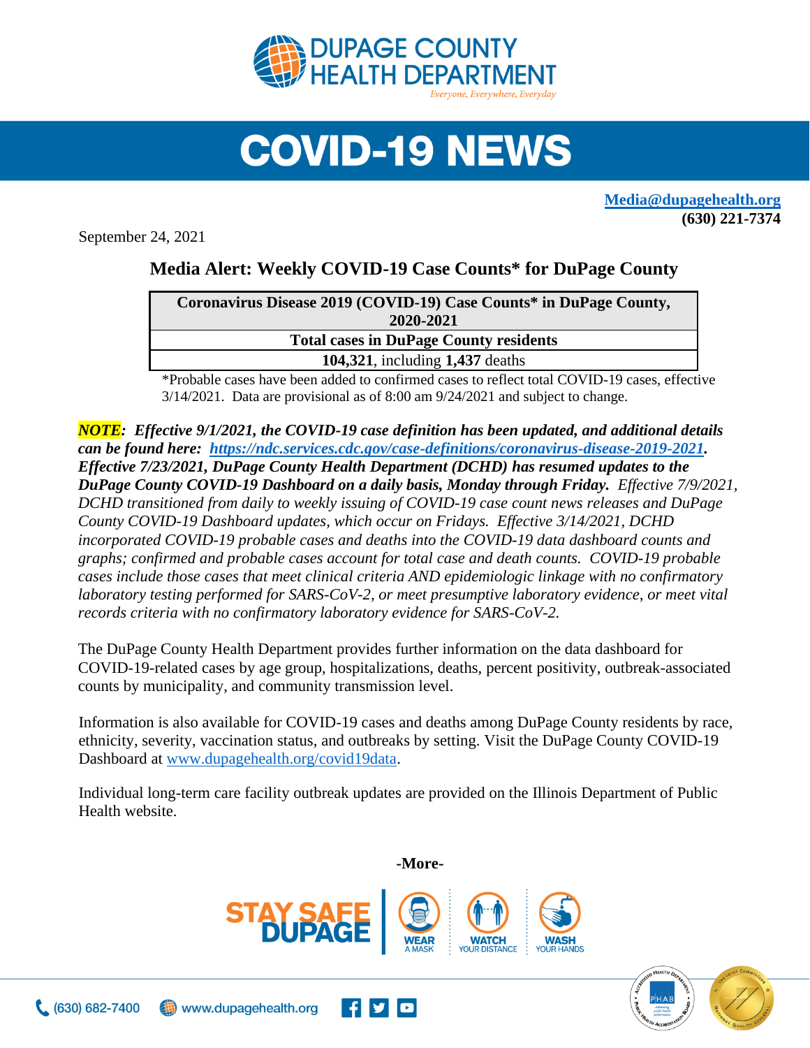# COVID-19 NEWS

**Media@dupagehealth.org**
**(630) 221-7374**

September 24, 2021

## Media Alert: Weekly COVID-19 Case Counts* for DuPage County

| Coronavirus Disease 2019 (COVID-19) Case Counts* in DuPage County, 2020-2021 |
|---|
| **Total cases in DuPage County residents** |
| **104,321**, including **1,437** deaths |

*Probable cases have been added to confirmed cases to reflect total COVID-19 cases, effective 3/14/2021. Data are provisional as of 8:00 am 9/24/2021 and subject to change.

***NOTE*:** ***Effective 9/1/2021, the COVID-19 case definition has been updated, and additional details can be found here: https://ndc.services.cdc.gov/case-definitions/coronavirus-disease-2019-2021. Effective 7/23/2021, DuPage County Health Department (DCHD) has resumed updates to the DuPage County COVID-19 Dashboard on a daily basis, Monday through Friday.*** *Effective 7/9/2021, DCHD transitioned from daily to weekly issuing of COVID-19 case count news releases and DuPage County COVID-19 Dashboard updates, which occur on Fridays. Effective 3/14/2021, DCHD incorporated COVID-19 probable cases and deaths into the COVID-19 data dashboard counts and graphs; confirmed and probable cases account for total case and death counts. COVID-19 probable cases include those cases that meet clinical criteria AND epidemiologic linkage with no confirmatory laboratory testing performed for SARS-CoV-2, or meet presumptive laboratory evidence, or meet vital records criteria with no confirmatory laboratory evidence for SARS-CoV-2.*

The DuPage County Health Department provides further information on the data dashboard for COVID-19-related cases by age group, hospitalizations, deaths, percent positivity, outbreak-associated counts by municipality, and community transmission level.

Information is also available for COVID-19 cases and deaths among DuPage County residents by race, ethnicity, severity, vaccination status, and outbreaks by setting. Visit the DuPage County COVID-19 Dashboard at www.dupagehealth.org/covid19data.

Individual long-term care facility outbreak updates are provided on the Illinois Department of Public Health website.

**-More-**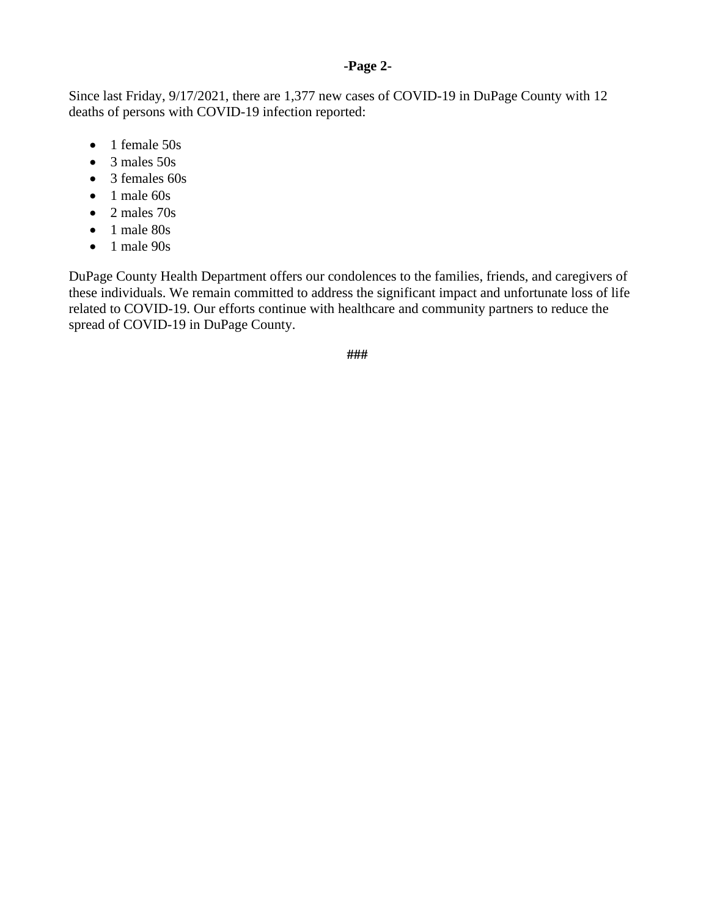Since last Friday, 9/17/2021, there are 1,377 new cases of COVID-19 in DuPage County with 12 deaths of persons with COVID-19 infection reported:

- 1 female 50s
- 3 males 50s
- 3 females 60s
- 1 male 60s
- 2 males 70s
- 1 male 80s
- 1 male 90s

DuPage County Health Department offers our condolences to the families, friends, and caregivers of these individuals. We remain committed to address the significant impact and unfortunate loss of life related to COVID-19. Our efforts continue with healthcare and community partners to reduce the spread of COVID-19 in DuPage County.

**###**